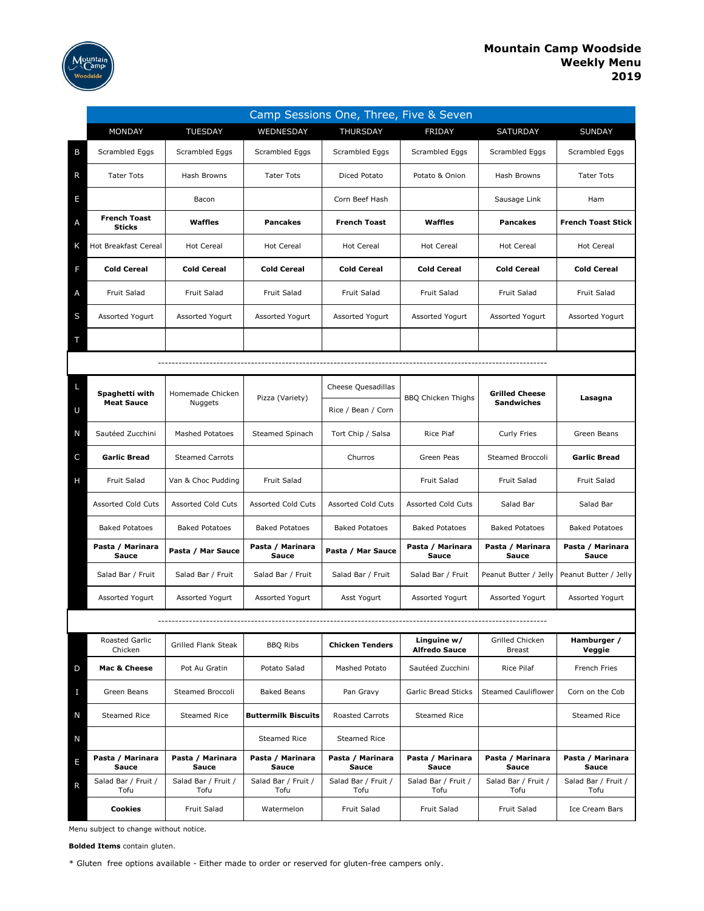# Mountain Camp Woodside
## Weekly Menu
## 2019

**Camp Sessions One, Three, Five & Seven**

| | MONDAY | TUESDAY | WEDNESDAY | THURSDAY | FRIDAY | SATURDAY | SUNDAY |
|---|---|---|---|---|---|---|---|
| **BREAKFAST** | Scrambled Eggs | Scrambled Eggs | Scrambled Eggs | Scrambled Eggs | Scrambled Eggs | Scrambled Eggs | Scrambled Eggs |
| | Tater Tots | Hash Browns | Tater Tots | Diced Potato | Potato & Onion | Hash Browns | Tater Tots |
| | | Bacon | | Corn Beef Hash | | Sausage Link | Ham |
| | **French Toast Sticks** | **Waffles** | **Pancakes** | **French Toast** | **Waffles** | **Pancakes** | **French Toast Stick** |
| | Hot Breakfast Cereal | Hot Cereal | Hot Cereal | Hot Cereal | Hot Cereal | Hot Cereal | Hot Cereal |
| | **Cold Cereal** | **Cold Cereal** | **Cold Cereal** | **Cold Cereal** | **Cold Cereal** | **Cold Cereal** | **Cold Cereal** |
| | Fruit Salad | Fruit Salad | Fruit Salad | Fruit Salad | Fruit Salad | Fruit Salad | Fruit Salad |
| | Assorted Yogurt | Assorted Yogurt | Assorted Yogurt | Assorted Yogurt | Assorted Yogurt | Assorted Yogurt | Assorted Yogurt |
| | | | | | | | |
| **LUNCH** | **Spaghetti with Meat Sauce** | Homemade Chicken Nuggets | Pizza (Variety) | Cheese Quesadillas / Rice / Bean / Corn | BBQ Chicken Thighs | **Grilled Cheese Sandwiches** | **Lasagna** |
| | Sautéed Zucchini | Mashed Potatoes | Steamed Spinach | Tort Chip / Salsa | Rice Piaf | Curly Fries | Green Beans |
| | **Garlic Bread** | Steamed Carrots | | Churros | Green Peas | Steamed Broccoli | **Garlic Bread** |
| | Fruit Salad | Van & Choc Pudding | Fruit Salad | | Fruit Salad | Fruit Salad | Fruit Salad |
| | Assorted Cold Cuts | Assorted Cold Cuts | Assorted Cold Cuts | Assorted Cold Cuts | Assorted Cold Cuts | Salad Bar | Salad Bar |
| | Baked Potatoes | Baked Potatoes | Baked Potatoes | Baked Potatoes | Baked Potatoes | Baked Potatoes | Baked Potatoes |
| | **Pasta / Marinara Sauce** | **Pasta / Mar Sauce** | **Pasta / Marinara Sauce** | **Pasta / Mar Sauce** | **Pasta / Marinara Sauce** | **Pasta / Marinara Sauce** | **Pasta / Marinara Sauce** |
| | Salad Bar / Fruit | Salad Bar / Fruit | Salad Bar / Fruit | Salad Bar / Fruit | Salad Bar / Fruit | Peanut Butter / Jelly | Peanut Butter / Jelly |
| | Assorted Yogurt | Assorted Yogurt | Assorted Yogurt | Asst Yogurt | Assorted Yogurt | Assorted Yogurt | Assorted Yogurt |
| **DINNER** | Roasted Garlic Chicken | Grilled Flank Steak | BBQ Ribs | **Chicken Tenders** | **Linguine w/ Alfredo Sauce** | Grilled Chicken Breast | **Hamburger / Veggie** |
| | **Mac & Cheese** | Pot Au Gratin | Potato Salad | Mashed Potato | Sautéed Zucchini | Rice Pilaf | French Fries |
| | Green Beans | Steamed Broccoli | Baked Beans | Pan Gravy | Garlic Bread Sticks | Steamed Cauliflower | Corn on the Cob |
| | Steamed Rice | Steamed Rice | **Buttermilk Biscuits** | Roasted Carrots | Steamed Rice | | Steamed Rice |
| | | | Steamed Rice | Steamed Rice | | | |
| | **Pasta / Marinara Sauce** | **Pasta / Marinara Sauce** | **Pasta / Marinara Sauce** | **Pasta / Marinara Sauce** | **Pasta / Marinara Sauce** | **Pasta / Marinara Sauce** | **Pasta / Marinara Sauce** |
| | Salad Bar / Fruit / Tofu | Salad Bar / Fruit / Tofu | Salad Bar / Fruit / Tofu | Salad Bar / Fruit / Tofu | Salad Bar / Fruit / Tofu | Salad Bar / Fruit / Tofu | Salad Bar / Fruit / Tofu |
| | **Cookies** | Fruit Salad | Watermelon | Fruit Salad | Fruit Salad | Fruit Salad | Ice Cream Bars |

Menu subject to change without notice.

**Bolded Items** contain gluten.

* Gluten free options available - Either made to order or reserved for gluten-free campers only.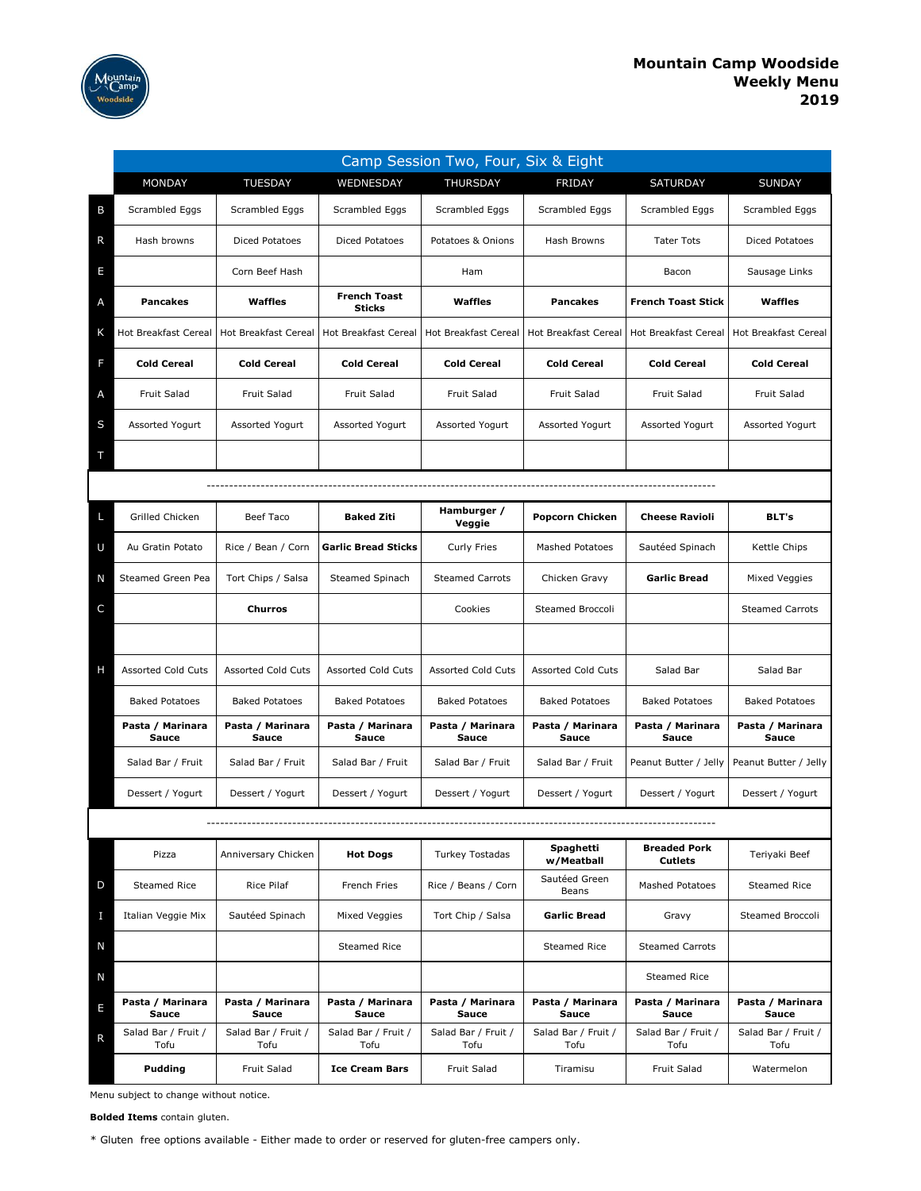# Mountain Camp Woodside Weekly Menu 2019

## Camp Session Two, Four, Six & Eight

| | MONDAY | TUESDAY | WEDNESDAY | THURSDAY | FRIDAY | SATURDAY | SUNDAY |
|---|---|---|---|---|---|---|---|
| B | Scrambled Eggs | Scrambled Eggs | Scrambled Eggs | Scrambled Eggs | Scrambled Eggs | Scrambled Eggs | Scrambled Eggs |
| R | Hash browns | Diced Potatoes | Diced Potatoes | Potatoes & Onions | Hash Browns | Tater Tots | Diced Potatoes |
| E | | Corn Beef Hash | | Ham | | Bacon | Sausage Links |
| A | **Pancakes** | **Waffles** | **French Toast Sticks** | **Waffles** | **Pancakes** | **French Toast Stick** | **Waffles** |
| K | Hot Breakfast Cereal | Hot Breakfast Cereal | Hot Breakfast Cereal | Hot Breakfast Cereal | Hot Breakfast Cereal | Hot Breakfast Cereal | Hot Breakfast Cereal |
| F | **Cold Cereal** | **Cold Cereal** | **Cold Cereal** | **Cold Cereal** | **Cold Cereal** | **Cold Cereal** | **Cold Cereal** |
| A | Fruit Salad | Fruit Salad | Fruit Salad | Fruit Salad | Fruit Salad | Fruit Salad | Fruit Salad |
| S | Assorted Yogurt | Assorted Yogurt | Assorted Yogurt | Assorted Yogurt | Assorted Yogurt | Assorted Yogurt | Assorted Yogurt |
| T | | | | | | | |
| L | Grilled Chicken | Beef Taco | **Baked Ziti** | **Hamburger / Veggie** | **Popcorn Chicken** | **Cheese Ravioli** | **BLT's** |
| U | Au Gratin Potato | Rice / Bean / Corn | **Garlic Bread Sticks** | Curly Fries | Mashed Potatoes | Sautéed Spinach | Kettle Chips |
| N | Steamed Green Pea | Tort Chips / Salsa | Steamed Spinach | Steamed Carrots | Chicken Gravy | **Garlic Bread** | Mixed Veggies |
| C | | **Churros** | | Cookies | Steamed Broccoli | | Steamed Carrots |
| | | | | | | | |
| H | Assorted Cold Cuts | Assorted Cold Cuts | Assorted Cold Cuts | Assorted Cold Cuts | Assorted Cold Cuts | Salad Bar | Salad Bar |
| | Baked Potatoes | Baked Potatoes | Baked Potatoes | Baked Potatoes | Baked Potatoes | Baked Potatoes | Baked Potatoes |
| | **Pasta / Marinara Sauce** | **Pasta / Marinara Sauce** | **Pasta / Marinara Sauce** | **Pasta / Marinara Sauce** | **Pasta / Marinara Sauce** | **Pasta / Marinara Sauce** | **Pasta / Marinara Sauce** |
| | Salad Bar / Fruit | Salad Bar / Fruit | Salad Bar / Fruit | Salad Bar / Fruit | Salad Bar / Fruit | Peanut Butter / Jelly | Peanut Butter / Jelly |
| | Dessert / Yogurt | Dessert / Yogurt | Dessert / Yogurt | Dessert / Yogurt | Dessert / Yogurt | Dessert / Yogurt | Dessert / Yogurt |
| | Pizza | Anniversary Chicken | **Hot Dogs** | Turkey Tostadas | **Spaghetti w/Meatball** | **Breaded Pork Cutlets** | Teriyaki Beef |
| D | Steamed Rice | Rice Pilaf | French Fries | Rice / Beans / Corn | Sautéed Green Beans | Mashed Potatoes | Steamed Rice |
| I | Italian Veggie Mix | Sautéed Spinach | Mixed Veggies | Tort Chip / Salsa | **Garlic Bread** | Gravy | Steamed Broccoli |
| N | | | Steamed Rice | | Steamed Rice | Steamed Carrots | |
| N | | | | | | Steamed Rice | |
| E | **Pasta / Marinara Sauce** | **Pasta / Marinara Sauce** | **Pasta / Marinara Sauce** | **Pasta / Marinara Sauce** | **Pasta / Marinara Sauce** | **Pasta / Marinara Sauce** | **Pasta / Marinara Sauce** |
| R | Salad Bar / Fruit / Tofu | Salad Bar / Fruit / Tofu | Salad Bar / Fruit / Tofu | Salad Bar / Fruit / Tofu | Salad Bar / Fruit / Tofu | Salad Bar / Fruit / Tofu | Salad Bar / Fruit / Tofu |
| | **Pudding** | Fruit Salad | **Ice Cream Bars** | Fruit Salad | Tiramisu | Fruit Salad | Watermelon |

Menu subject to change without notice.

**Bolded Items** contain gluten.

* Gluten free options available - Either made to order or reserved for gluten-free campers only.